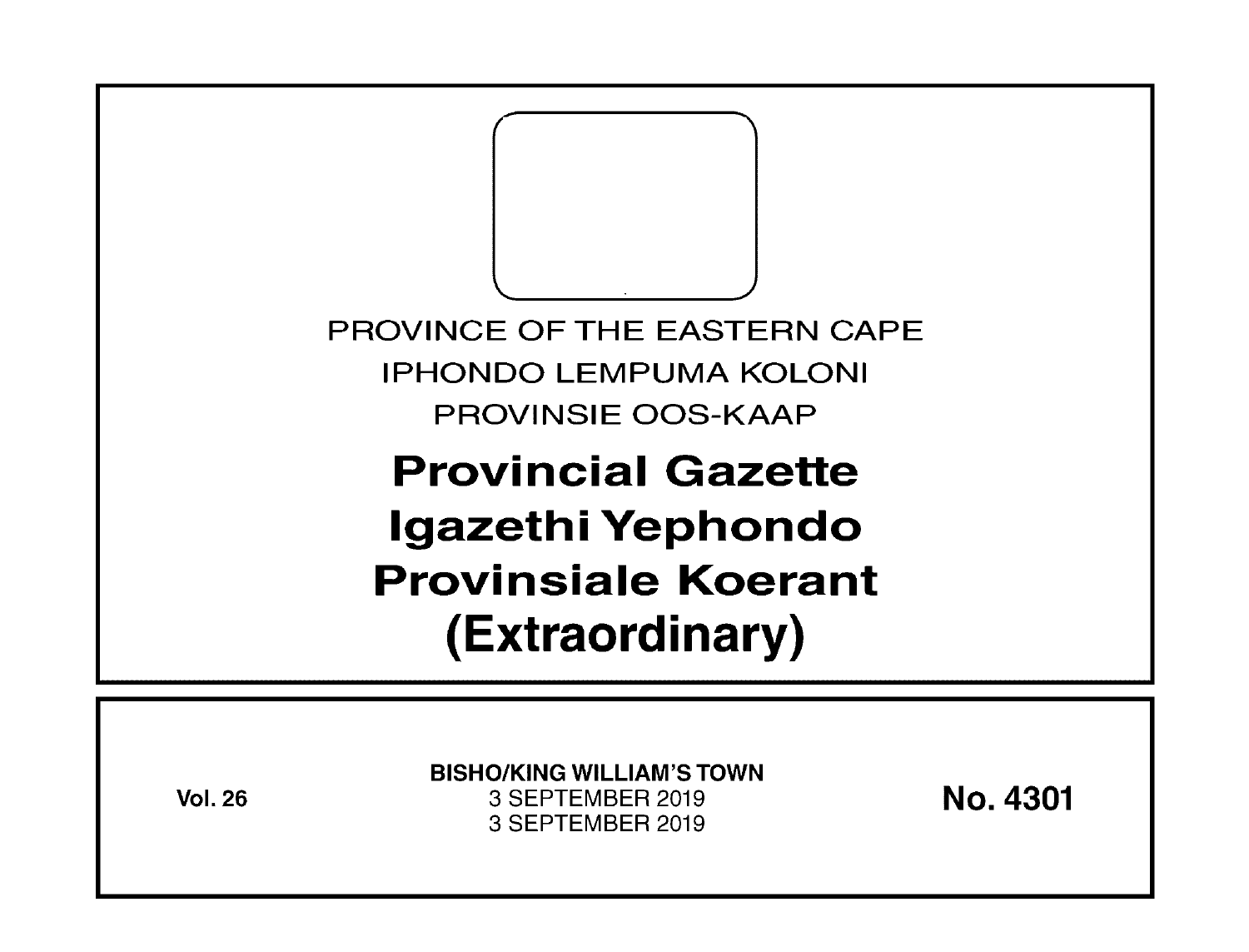PROVINCE OF THE EASTERN CAPE

IPHONDO LEMPUMA KOLONI

PROVINSIE OOS-KAAP

# Provincial Gazette
# Igazethi Yephondo
# Provinsiale Koerant
# (Extraordinary)

**Vol. 26**

**BISHO/KING WILLIAM'S TOWN**
3 SEPTEMBER 2019
3 SEPTEMBER 2019

**No. 4301**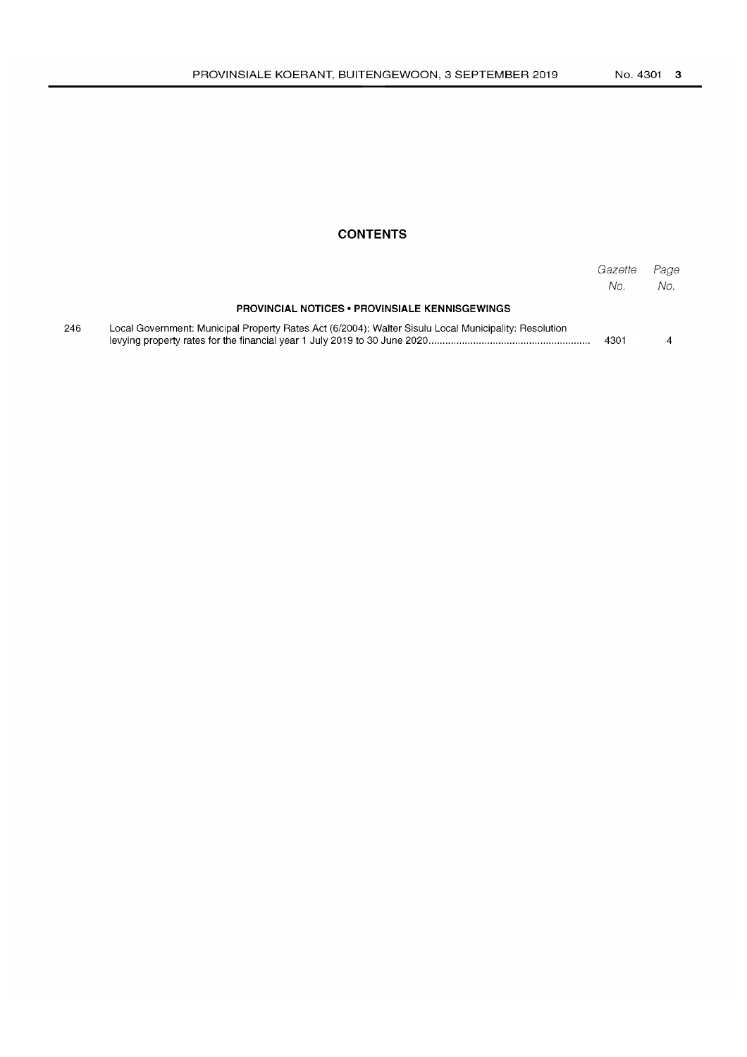## CONTENTS

| | | Gazette No. | Page No. |
|---|---|---|---|
| | **PROVINCIAL NOTICES • PROVINSIALE KENNISGEWINGS** | | |
| 246 | Local Government: Municipal Property Rates Act (6/2004): Walter Sisulu Local Municipality: Resolution levying property rates for the financial year 1 July 2019 to 30 June 2020 | 4301 | 4 |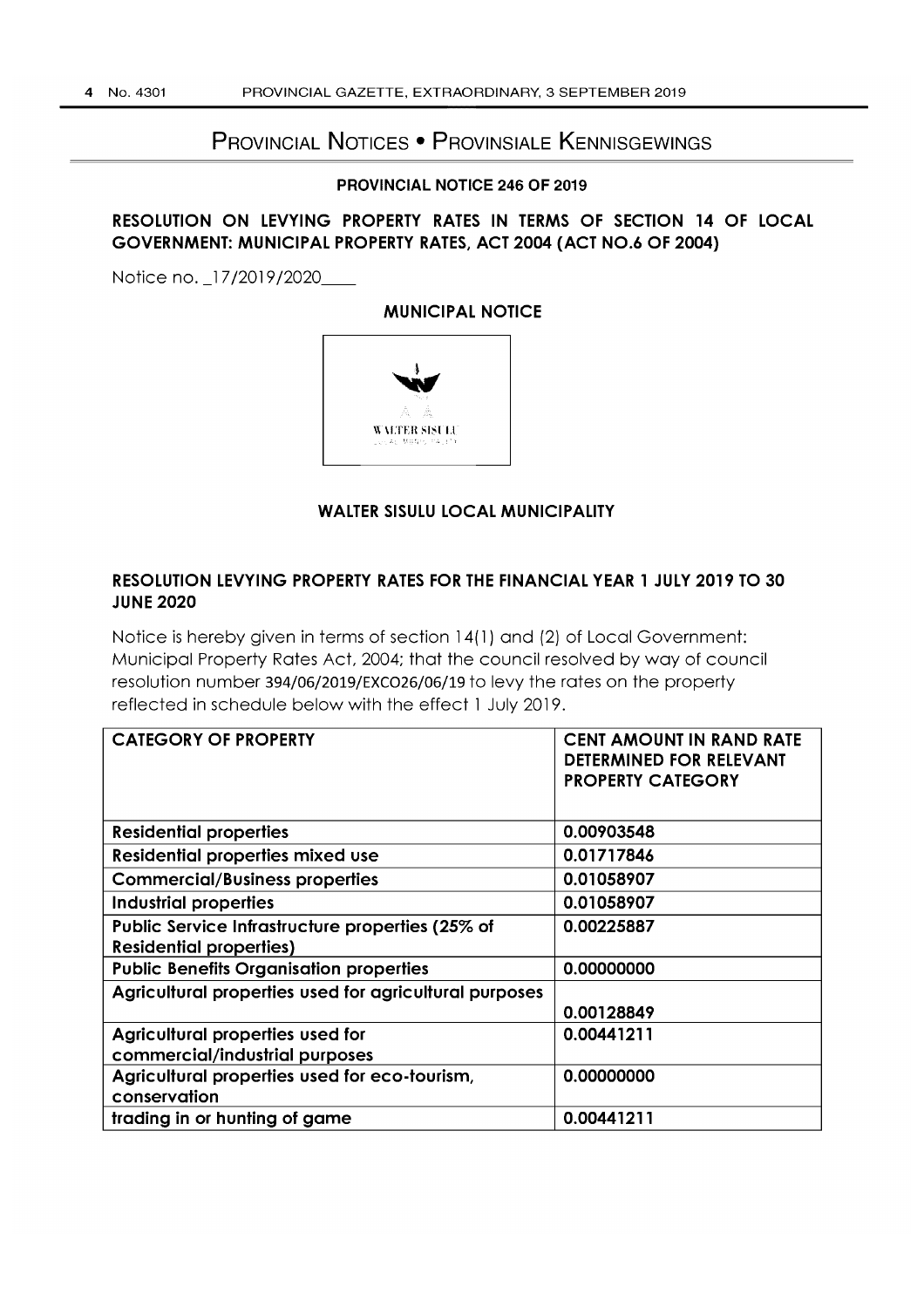# PROVINCIAL NOTICES • PROVINSIALE KENNISGEWINGS

## PROVINCIAL NOTICE 246 OF 2019

### RESOLUTION ON LEVYING PROPERTY RATES IN TERMS OF SECTION 14 OF LOCAL GOVERNMENT: MUNICIPAL PROPERTY RATES, ACT 2004 (ACT NO.6 OF 2004)

Notice no. _17/2019/2020____

**MUNICIPAL NOTICE**

WALTER SISULU LOCAL MUNICIPALITY

**WALTER SISULU LOCAL MUNICIPALITY**

### RESOLUTION LEVYING PROPERTY RATES FOR THE FINANCIAL YEAR 1 JULY 2019 TO 30 JUNE 2020

Notice is hereby given in terms of section 14(1) and (2) of Local Government: Municipal Property Rates Act, 2004; that the council resolved by way of council resolution number 394/06/2019/EXCO26/06/19 to levy the rates on the property reflected in schedule below with the effect 1 July 2019.

| CATEGORY OF PROPERTY | CENT AMOUNT IN RAND RATE DETERMINED FOR RELEVANT PROPERTY CATEGORY |
|---|---|
| Residential properties | 0.00903548 |
| Residential properties mixed use | 0.01717846 |
| Commercial/Business properties | 0.01058907 |
| Industrial properties | 0.01058907 |
| Public Service Infrastructure properties (25% of Residential properties) | 0.00225887 |
| Public Benefits Organisation properties | 0.00000000 |
| Agricultural properties used for agricultural purposes | 0.00128849 |
| Agricultural properties used for commercial/industrial purposes | 0.00441211 |
| Agricultural properties used for eco-tourism, conservation | 0.00000000 |
| trading in or hunting of game | 0.00441211 |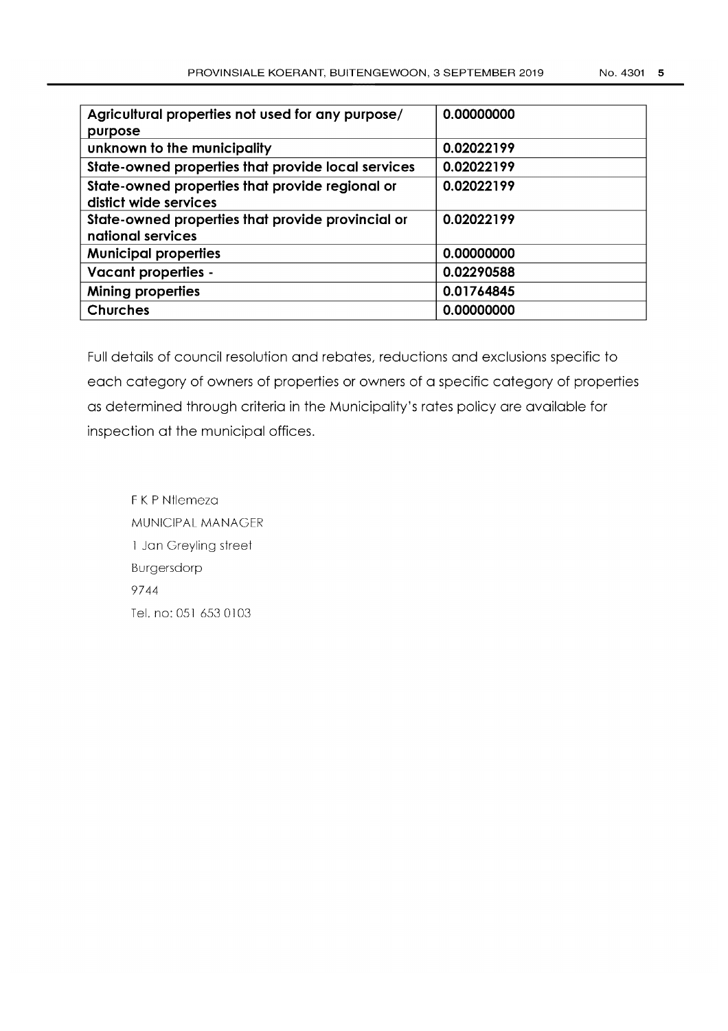| | |
|---|---|
| **Agricultural properties not used for any purpose/ purpose** | **0.00000000** |
| **unknown to the municipality** | **0.02022199** |
| **State-owned properties that provide local services** | **0.02022199** |
| **State-owned properties that provide regional or distict wide services** | **0.02022199** |
| **State-owned properties that provide provincial or national services** | **0.02022199** |
| **Municipal properties** | **0.00000000** |
| **Vacant properties -** | **0.02290588** |
| **Mining properties** | **0.01764845** |
| **Churches** | **0.00000000** |

Full details of council resolution and rebates, reductions and exclusions specific to each category of owners of properties or owners of a specific category of properties as determined through criteria in the Municipality's rates policy are available for inspection at the municipal offices.

F K P Ntlemeza
MUNICIPAL MANAGER
1 Jan Greyling street
Burgersdorp
9744
Tel. no: 051 653 0103